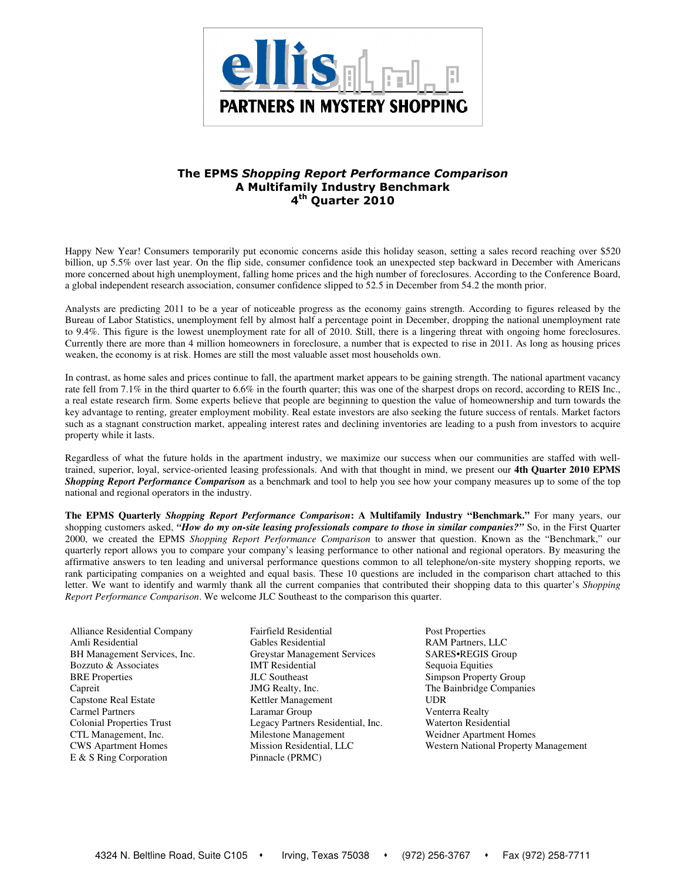**ellis**

**PARTNERS IN MYSTERY SHOPPING**

# The EPMS *Shopping Report Performance Comparison*
## A Multifamily Industry Benchmark
## 4th Quarter 2010

Happy New Year! Consumers temporarily put economic concerns aside this holiday season, setting a sales record reaching over $520 billion, up 5.5% over last year. On the flip side, consumer confidence took an unexpected step backward in December with Americans more concerned about high unemployment, falling home prices and the high number of foreclosures. According to the Conference Board, a global independent research association, consumer confidence slipped to 52.5 in December from 54.2 the month prior.

Analysts are predicting 2011 to be a year of noticeable progress as the economy gains strength. According to figures released by the Bureau of Labor Statistics, unemployment fell by almost half a percentage point in December, dropping the national unemployment rate to 9.4%. This figure is the lowest unemployment rate for all of 2010. Still, there is a lingering threat with ongoing home foreclosures. Currently there are more than 4 million homeowners in foreclosure, a number that is expected to rise in 2011. As long as housing prices weaken, the economy is at risk. Homes are still the most valuable asset most households own.

In contrast, as home sales and prices continue to fall, the apartment market appears to be gaining strength. The national apartment vacancy rate fell from 7.1% in the third quarter to 6.6% in the fourth quarter; this was one of the sharpest drops on record, according to REIS Inc., a real estate research firm. Some experts believe that people are beginning to question the value of homeownership and turn towards the key advantage to renting, greater employment mobility. Real estate investors are also seeking the future success of rentals. Market factors such as a stagnant construction market, appealing interest rates and declining inventories are leading to a push from investors to acquire property while it lasts.

Regardless of what the future holds in the apartment industry, we maximize our success when our communities are staffed with well-trained, superior, loyal, service-oriented leasing professionals. And with that thought in mind, we present our **4th Quarter 2010 EPMS *Shopping Report Performance Comparison*** as a benchmark and tool to help you see how your company measures up to some of the top national and regional operators in the industry.

**The EPMS Quarterly *Shopping Report Performance Comparison*: A Multifamily Industry "Benchmark."** For many years, our shopping customers asked, ***"How do my on-site leasing professionals compare to those in similar companies?"*** So, in the First Quarter 2000, we created the EPMS *Shopping Report Performance Comparison* to answer that question. Known as the "Benchmark," our quarterly report allows you to compare your company's leasing performance to other national and regional operators. By measuring the affirmative answers to ten leading and universal performance questions common to all telephone/on-site mystery shopping reports, we rank participating companies on a weighted and equal basis. These 10 questions are included in the comparison chart attached to this letter. We want to identify and warmly thank all the current companies that contributed their shopping data to this quarter's *Shopping Report Performance Comparison*. We welcome JLC Southeast to the comparison this quarter.

- Alliance Residential Company
- Amli Residential
- BH Management Services, Inc.
- Bozzuto & Associates
- BRE Properties
- Capreit
- Capstone Real Estate
- Carmel Partners
- Colonial Properties Trust
- CTL Management, Inc.
- CWS Apartment Homes
- E & S Ring Corporation
- Fairfield Residential
- Gables Residential
- Greystar Management Services
- IMT Residential
- JLC Southeast
- JMG Realty, Inc.
- Kettler Management
- Laramar Group
- Legacy Partners Residential, Inc.
- Milestone Management
- Mission Residential, LLC
- Pinnacle (PRMC)
- Post Properties
- RAM Partners, LLC
- SARES•REGIS Group
- Sequoia Equities
- Simpson Property Group
- The Bainbridge Companies
- UDR
- Venterra Realty
- Waterton Residential
- Weidner Apartment Homes
- Western National Property Management

4324 N. Beltline Road, Suite C105 • Irving, Texas 75038 • (972) 256-3767 • Fax (972) 258-7711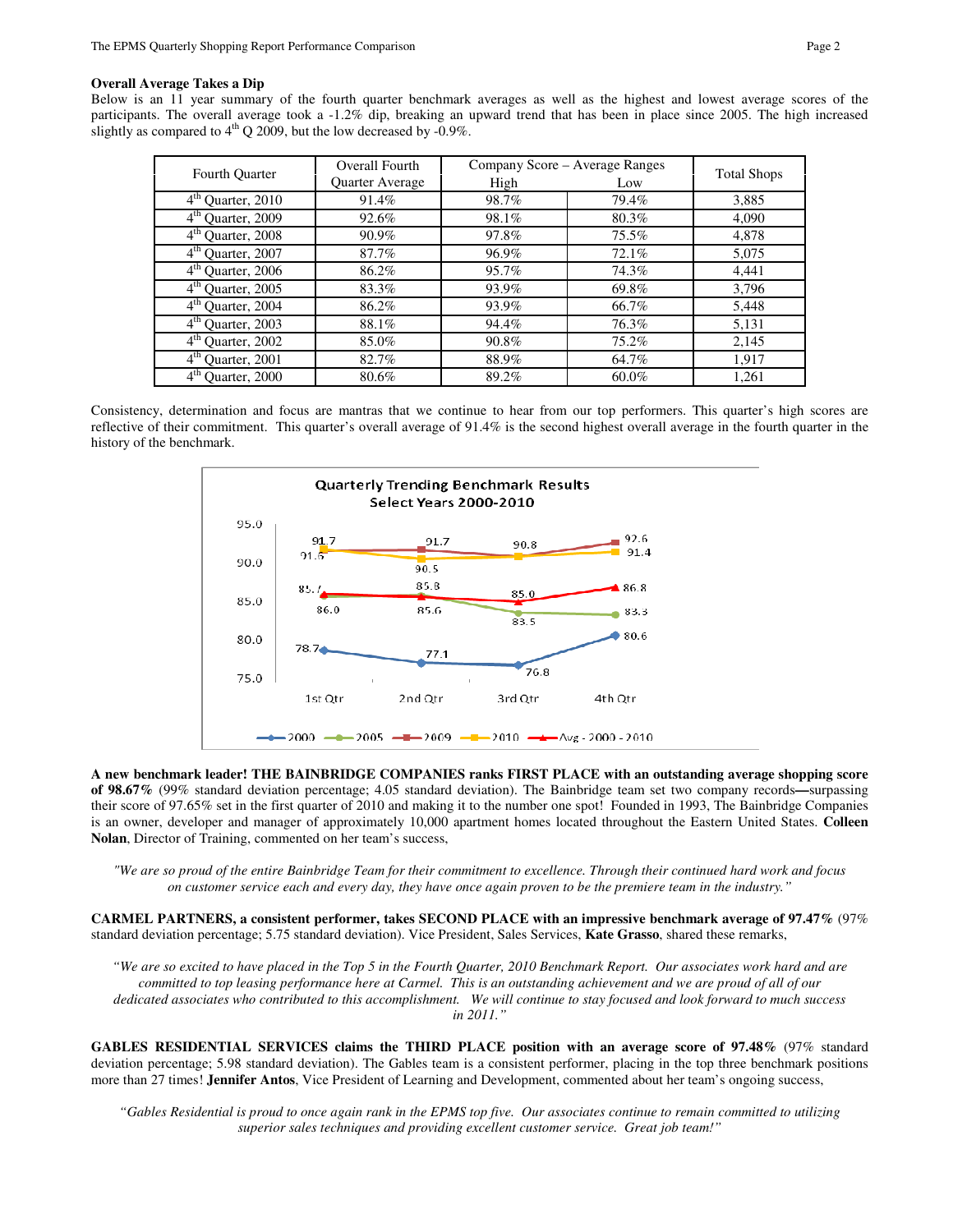**Overall Average Takes a Dip**

Below is an 11 year summary of the fourth quarter benchmark averages as well as the highest and lowest average scores of the participants. The overall average took a -1.2% dip, breaking an upward trend that has been in place since 2005. The high increased slightly as compared to 4th Q 2009, but the low decreased by -0.9%.

| Fourth Quarter | Overall Fourth Quarter Average | Company Score – Average Ranges | | Total Shops |
|---|---|---|---|---|
| | | High | Low | |
| 4th Quarter, 2010 | 91.4% | 98.7% | 79.4% | 3,885 |
| 4th Quarter, 2009 | 92.6% | 98.1% | 80.3% | 4,090 |
| 4th Quarter, 2008 | 90.9% | 97.8% | 75.5% | 4,878 |
| 4th Quarter, 2007 | 87.7% | 96.9% | 72.1% | 5,075 |
| 4th Quarter, 2006 | 86.2% | 95.7% | 74.3% | 4,441 |
| 4th Quarter, 2005 | 83.3% | 93.9% | 69.8% | 3,796 |
| 4th Quarter, 2004 | 86.2% | 93.9% | 66.7% | 5,448 |
| 4th Quarter, 2003 | 88.1% | 94.4% | 76.3% | 5,131 |
| 4th Quarter, 2002 | 85.0% | 90.8% | 75.2% | 2,145 |
| 4th Quarter, 2001 | 82.7% | 88.9% | 64.7% | 1,917 |
| 4th Quarter, 2000 | 80.6% | 89.2% | 60.0% | 1,261 |

Consistency, determination and focus are mantras that we continue to hear from our top performers. This quarter's high scores are reflective of their commitment. This quarter's overall average of 91.4% is the second highest overall average in the fourth quarter in the history of the benchmark.

**A new benchmark leader! THE BAINBRIDGE COMPANIES ranks FIRST PLACE with an outstanding average shopping score of 98.67%** (99% standard deviation percentage; 4.05 standard deviation). The Bainbridge team set two company records**—**surpassing their score of 97.65% set in the first quarter of 2010 and making it to the number one spot! Founded in 1993, The Bainbridge Companies is an owner, developer and manager of approximately 10,000 apartment homes located throughout the Eastern United States. **Colleen Nolan**, Director of Training, commented on her team's success,

*"We are so proud of the entire Bainbridge Team for their commitment to excellence. Through their continued hard work and focus on customer service each and every day, they have once again proven to be the premiere team in the industry."*

**CARMEL PARTNERS, a consistent performer, takes SECOND PLACE with an impressive benchmark average of 97.47%** (97% standard deviation percentage; 5.75 standard deviation). Vice President, Sales Services, **Kate Grasso**, shared these remarks,

*"We are so excited to have placed in the Top 5 in the Fourth Quarter, 2010 Benchmark Report. Our associates work hard and are committed to top leasing performance here at Carmel. This is an outstanding achievement and we are proud of all of our dedicated associates who contributed to this accomplishment. We will continue to stay focused and look forward to much success in 2011."*

**GABLES RESIDENTIAL SERVICES claims the THIRD PLACE position with an average score of 97.48%** (97% standard deviation percentage; 5.98 standard deviation). The Gables team is a consistent performer, placing in the top three benchmark positions more than 27 times! **Jennifer Antos**, Vice President of Learning and Development, commented about her team's ongoing success,

*"Gables Residential is proud to once again rank in the EPMS top five. Our associates continue to remain committed to utilizing superior sales techniques and providing excellent customer service. Great job team!"*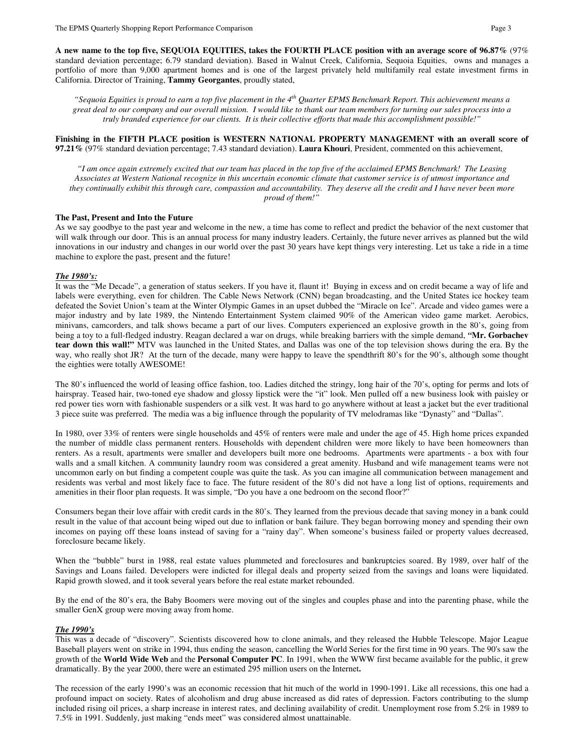**A new name to the top five, SEQUOIA EQUITIES, takes the FOURTH PLACE position with an average score of 96.87%** (97% standard deviation percentage; 6.79 standard deviation). Based in Walnut Creek, California, Sequoia Equities, owns and manages a portfolio of more than 9,000 apartment homes and is one of the largest privately held multifamily real estate investment firms in California. Director of Training, **Tammy Georgantes**, proudly stated,

*"Sequoia Equities is proud to earn a top five placement in the 4th Quarter EPMS Benchmark Report. This achievement means a great deal to our company and our overall mission. I would like to thank our team members for turning our sales process into a truly branded experience for our clients. It is their collective efforts that made this accomplishment possible!"*

**Finishing in the FIFTH PLACE position is WESTERN NATIONAL PROPERTY MANAGEMENT with an overall score of 97.21%** (97% standard deviation percentage; 7.43 standard deviation). **Laura Khouri**, President, commented on this achievement,

*"I am once again extremely excited that our team has placed in the top five of the acclaimed EPMS Benchmark! The Leasing Associates at Western National recognize in this uncertain economic climate that customer service is of utmost importance and they continually exhibit this through care, compassion and accountability. They deserve all the credit and I have never been more proud of them!"*

**The Past, Present and Into the Future**

As we say goodbye to the past year and welcome in the new, a time has come to reflect and predict the behavior of the next customer that will walk through our door. This is an annual process for many industry leaders. Certainly, the future never arrives as planned but the wild innovations in our industry and changes in our world over the past 30 years have kept things very interesting. Let us take a ride in a time machine to explore the past, present and the future!

***The 1980's:***

It was the "Me Decade", a generation of status seekers. If you have it, flaunt it! Buying in excess and on credit became a way of life and labels were everything, even for children. The Cable News Network (CNN) began broadcasting, and the United States ice hockey team defeated the Soviet Union's team at the Winter Olympic Games in an upset dubbed the "Miracle on Ice". Arcade and video games were a major industry and by late 1989, the Nintendo Entertainment System claimed 90% of the American video game market. Aerobics, minivans, camcorders, and talk shows became a part of our lives. Computers experienced an explosive growth in the 80's, going from being a toy to a full-fledged industry. Reagan declared a war on drugs, while breaking barriers with the simple demand, **"Mr. Gorbachev tear down this wall!"** MTV was launched in the United States, and Dallas was one of the top television shows during the era. By the way, who really shot JR? At the turn of the decade, many were happy to leave the spendthrift 80's for the 90's, although some thought the eighties were totally AWESOME!

The 80's influenced the world of leasing office fashion, too. Ladies ditched the stringy, long hair of the 70's, opting for perms and lots of hairspray. Teased hair, two-toned eye shadow and glossy lipstick were the "it" look. Men pulled off a new business look with paisley or red power ties worn with fashionable suspenders or a silk vest. It was hard to go anywhere without at least a jacket but the ever traditional 3 piece suite was preferred. The media was a big influence through the popularity of TV melodramas like "Dynasty" and "Dallas".

In 1980, over 33% of renters were single households and 45% of renters were male and under the age of 45. High home prices expanded the number of middle class permanent renters. Households with dependent children were more likely to have been homeowners than renters. As a result, apartments were smaller and developers built more one bedrooms. Apartments were apartments - a box with four walls and a small kitchen. A community laundry room was considered a great amenity. Husband and wife management teams were not uncommon early on but finding a competent couple was quite the task. As you can imagine all communication between management and residents was verbal and most likely face to face. The future resident of the 80's did not have a long list of options, requirements and amenities in their floor plan requests. It was simple, "Do you have a one bedroom on the second floor?"

Consumers began their love affair with credit cards in the 80's. They learned from the previous decade that saving money in a bank could result in the value of that account being wiped out due to inflation or bank failure. They began borrowing money and spending their own incomes on paying off these loans instead of saving for a "rainy day". When someone's business failed or property values decreased, foreclosure became likely.

When the "bubble" burst in 1988, real estate values plummeted and foreclosures and bankruptcies soared. By 1989, over half of the Savings and Loans failed. Developers were indicted for illegal deals and property seized from the savings and loans were liquidated. Rapid growth slowed, and it took several years before the real estate market rebounded.

By the end of the 80's era, the Baby Boomers were moving out of the singles and couples phase and into the parenting phase, while the smaller GenX group were moving away from home.

***The 1990's***

This was a decade of "discovery". Scientists discovered how to clone animals, and they released the Hubble Telescope. Major League Baseball players went on strike in 1994, thus ending the season, cancelling the World Series for the first time in 90 years. The 90's saw the growth of the **World Wide Web** and the **Personal Computer PC**. In 1991, when the WWW first became available for the public, it grew dramatically. By the year 2000, there were an estimated 295 million users on the Internet**.**

The recession of the early 1990's was an economic recession that hit much of the world in 1990-1991. Like all recessions, this one had a profound impact on society. Rates of alcoholism and drug abuse increased as did rates of depression. Factors contributing to the slump included rising oil prices, a sharp increase in interest rates, and declining availability of credit. Unemployment rose from 5.2% in 1989 to 7.5% in 1991. Suddenly, just making "ends meet" was considered almost unattainable.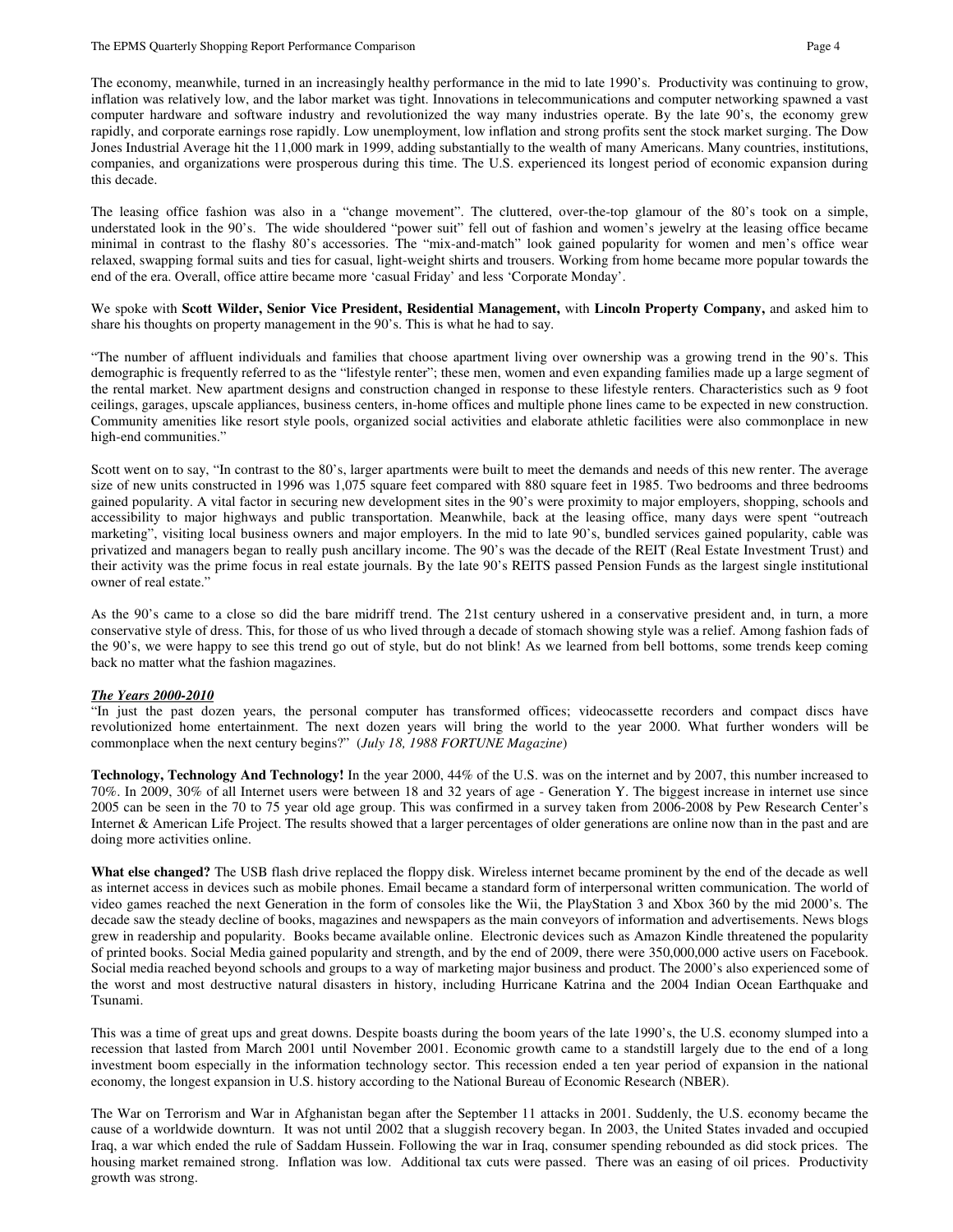The economy, meanwhile, turned in an increasingly healthy performance in the mid to late 1990's. Productivity was continuing to grow, inflation was relatively low, and the labor market was tight. Innovations in telecommunications and computer networking spawned a vast computer hardware and software industry and revolutionized the way many industries operate. By the late 90's, the economy grew rapidly, and corporate earnings rose rapidly. Low unemployment, low inflation and strong profits sent the stock market surging. The Dow Jones Industrial Average hit the 11,000 mark in 1999, adding substantially to the wealth of many Americans. Many countries, institutions, companies, and organizations were prosperous during this time. The U.S. experienced its longest period of economic expansion during this decade.

The leasing office fashion was also in a "change movement". The cluttered, over-the-top glamour of the 80's took on a simple, understated look in the 90's. The wide shouldered "power suit" fell out of fashion and women's jewelry at the leasing office became minimal in contrast to the flashy 80's accessories. The "mix-and-match" look gained popularity for women and men's office wear relaxed, swapping formal suits and ties for casual, light-weight shirts and trousers. Working from home became more popular towards the end of the era. Overall, office attire became more 'casual Friday' and less 'Corporate Monday'.

We spoke with **Scott Wilder, Senior Vice President, Residential Management,** with **Lincoln Property Company,** and asked him to share his thoughts on property management in the 90's. This is what he had to say.

"The number of affluent individuals and families that choose apartment living over ownership was a growing trend in the 90's. This demographic is frequently referred to as the "lifestyle renter"; these men, women and even expanding families made up a large segment of the rental market. New apartment designs and construction changed in response to these lifestyle renters. Characteristics such as 9 foot ceilings, garages, upscale appliances, business centers, in-home offices and multiple phone lines came to be expected in new construction. Community amenities like resort style pools, organized social activities and elaborate athletic facilities were also commonplace in new high-end communities."

Scott went on to say, "In contrast to the 80's, larger apartments were built to meet the demands and needs of this new renter. The average size of new units constructed in 1996 was 1,075 square feet compared with 880 square feet in 1985. Two bedrooms and three bedrooms gained popularity. A vital factor in securing new development sites in the 90's were proximity to major employers, shopping, schools and accessibility to major highways and public transportation. Meanwhile, back at the leasing office, many days were spent "outreach marketing", visiting local business owners and major employers. In the mid to late 90's, bundled services gained popularity, cable was privatized and managers began to really push ancillary income. The 90's was the decade of the REIT (Real Estate Investment Trust) and their activity was the prime focus in real estate journals. By the late 90's REITS passed Pension Funds as the largest single institutional owner of real estate."

As the 90's came to a close so did the bare midriff trend. The 21st century ushered in a conservative president and, in turn, a more conservative style of dress. This, for those of us who lived through a decade of stomach showing style was a relief. Among fashion fads of the 90's, we were happy to see this trend go out of style, but do not blink! As we learned from bell bottoms, some trends keep coming back no matter what the fashion magazines.

***The Years 2000-2010***

"In just the past dozen years, the personal computer has transformed offices; videocassette recorders and compact discs have revolutionized home entertainment. The next dozen years will bring the world to the year 2000. What further wonders will be commonplace when the next century begins?" (*July 18, 1988 FORTUNE Magazine*)

**Technology, Technology And Technology!** In the year 2000, 44% of the U.S. was on the internet and by 2007, this number increased to 70%. In 2009, 30% of all Internet users were between 18 and 32 years of age - Generation Y. The biggest increase in internet use since 2005 can be seen in the 70 to 75 year old age group. This was confirmed in a survey taken from 2006-2008 by Pew Research Center's Internet & American Life Project. The results showed that a larger percentages of older generations are online now than in the past and are doing more activities online.

**What else changed?** The USB flash drive replaced the floppy disk. Wireless internet became prominent by the end of the decade as well as internet access in devices such as mobile phones. Email became a standard form of interpersonal written communication. The world of video games reached the next Generation in the form of consoles like the Wii, the PlayStation 3 and Xbox 360 by the mid 2000's. The decade saw the steady decline of books, magazines and newspapers as the main conveyors of information and advertisements. News blogs grew in readership and popularity. Books became available online. Electronic devices such as Amazon Kindle threatened the popularity of printed books. Social Media gained popularity and strength, and by the end of 2009, there were 350,000,000 active users on Facebook. Social media reached beyond schools and groups to a way of marketing major business and product. The 2000's also experienced some of the worst and most destructive natural disasters in history, including Hurricane Katrina and the 2004 Indian Ocean Earthquake and Tsunami.

This was a time of great ups and great downs. Despite boasts during the boom years of the late 1990's, the U.S. economy slumped into a recession that lasted from March 2001 until November 2001. Economic growth came to a standstill largely due to the end of a long investment boom especially in the information technology sector. This recession ended a ten year period of expansion in the national economy, the longest expansion in U.S. history according to the National Bureau of Economic Research (NBER).

The War on Terrorism and War in Afghanistan began after the September 11 attacks in 2001. Suddenly, the U.S. economy became the cause of a worldwide downturn. It was not until 2002 that a sluggish recovery began. In 2003, the United States invaded and occupied Iraq, a war which ended the rule of Saddam Hussein. Following the war in Iraq, consumer spending rebounded as did stock prices. The housing market remained strong. Inflation was low. Additional tax cuts were passed. There was an easing of oil prices. Productivity growth was strong.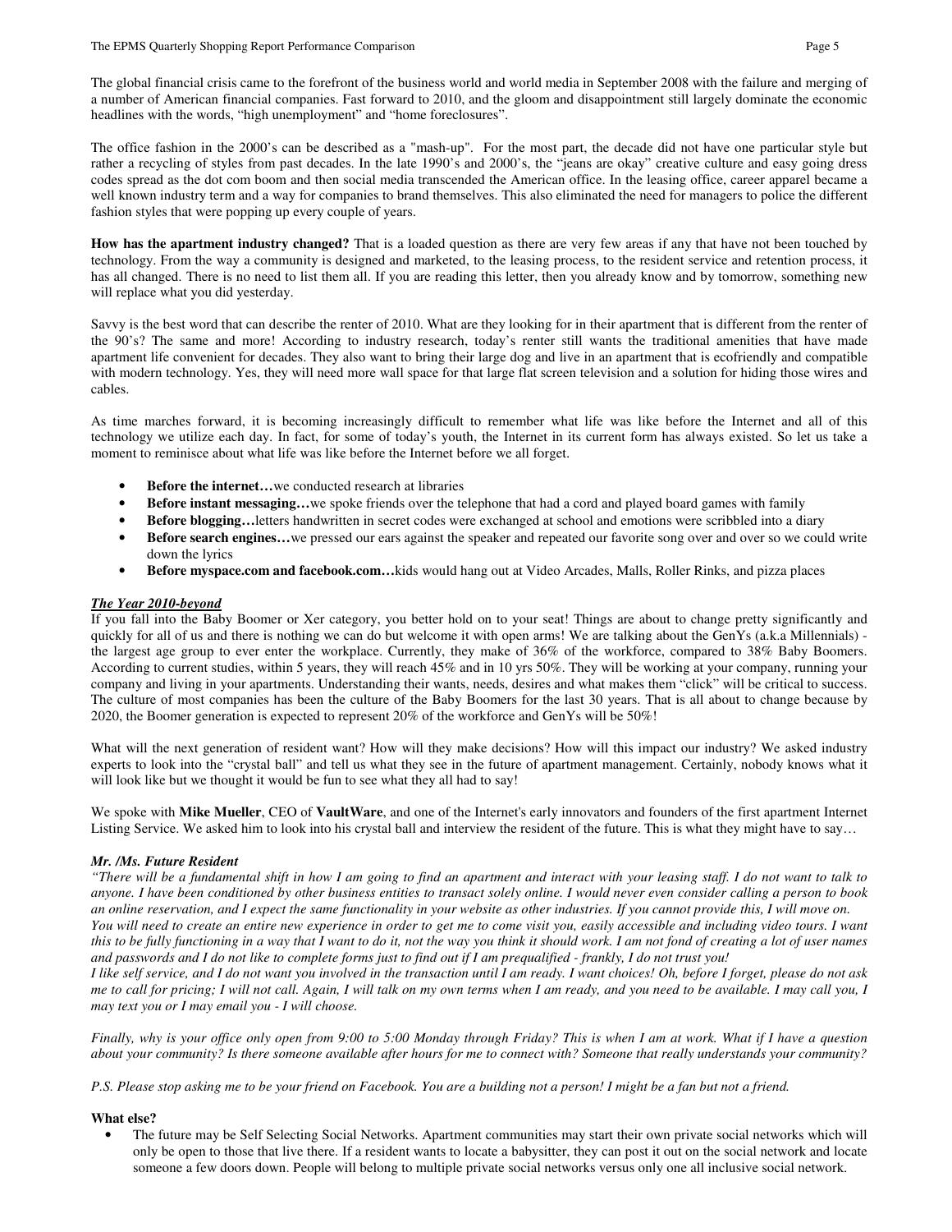The global financial crisis came to the forefront of the business world and world media in September 2008 with the failure and merging of a number of American financial companies. Fast forward to 2010, and the gloom and disappointment still largely dominate the economic headlines with the words, "high unemployment" and "home foreclosures".

The office fashion in the 2000's can be described as a "mash-up". For the most part, the decade did not have one particular style but rather a recycling of styles from past decades. In the late 1990's and 2000's, the "jeans are okay" creative culture and easy going dress codes spread as the dot com boom and then social media transcended the American office. In the leasing office, career apparel became a well known industry term and a way for companies to brand themselves. This also eliminated the need for managers to police the different fashion styles that were popping up every couple of years.

**How has the apartment industry changed?** That is a loaded question as there are very few areas if any that have not been touched by technology. From the way a community is designed and marketed, to the leasing process, to the resident service and retention process, it has all changed. There is no need to list them all. If you are reading this letter, then you already know and by tomorrow, something new will replace what you did yesterday.

Savvy is the best word that can describe the renter of 2010. What are they looking for in their apartment that is different from the renter of the 90's? The same and more! According to industry research, today's renter still wants the traditional amenities that have made apartment life convenient for decades. They also want to bring their large dog and live in an apartment that is ecofriendly and compatible with modern technology. Yes, they will need more wall space for that large flat screen television and a solution for hiding those wires and cables.

As time marches forward, it is becoming increasingly difficult to remember what life was like before the Internet and all of this technology we utilize each day. In fact, for some of today's youth, the Internet in its current form has always existed. So let us take a moment to reminisce about what life was like before the Internet before we all forget.

- **Before the internet…**we conducted research at libraries
- **Before instant messaging…**we spoke friends over the telephone that had a cord and played board games with family
- **Before blogging…**letters handwritten in secret codes were exchanged at school and emotions were scribbled into a diary
- **Before search engines…**we pressed our ears against the speaker and repeated our favorite song over and over so we could write down the lyrics
- **Before myspace.com and facebook.com…**kids would hang out at Video Arcades, Malls, Roller Rinks, and pizza places

***The Year 2010-beyond***

If you fall into the Baby Boomer or Xer category, you better hold on to your seat! Things are about to change pretty significantly and quickly for all of us and there is nothing we can do but welcome it with open arms! We are talking about the GenYs (a.k.a Millennials) - the largest age group to ever enter the workplace. Currently, they make of 36% of the workforce, compared to 38% Baby Boomers. According to current studies, within 5 years, they will reach 45% and in 10 yrs 50%. They will be working at your company, running your company and living in your apartments. Understanding their wants, needs, desires and what makes them "click" will be critical to success. The culture of most companies has been the culture of the Baby Boomers for the last 30 years. That is all about to change because by 2020, the Boomer generation is expected to represent 20% of the workforce and GenYs will be 50%!

What will the next generation of resident want? How will they make decisions? How will this impact our industry? We asked industry experts to look into the "crystal ball" and tell us what they see in the future of apartment management. Certainly, nobody knows what it will look like but we thought it would be fun to see what they all had to say!

We spoke with **Mike Mueller**, CEO of **VaultWare**, and one of the Internet's early innovators and founders of the first apartment Internet Listing Service. We asked him to look into his crystal ball and interview the resident of the future. This is what they might have to say…

***Mr. /Ms. Future Resident***

*"There will be a fundamental shift in how I am going to find an apartment and interact with your leasing staff. I do not want to talk to anyone. I have been conditioned by other business entities to transact solely online. I would never even consider calling a person to book an online reservation, and I expect the same functionality in your website as other industries. If you cannot provide this, I will move on. You will need to create an entire new experience in order to get me to come visit you, easily accessible and including video tours. I want this to be fully functioning in a way that I want to do it, not the way you think it should work. I am not fond of creating a lot of user names and passwords and I do not like to complete forms just to find out if I am prequalified - frankly, I do not trust you!*

*I like self service, and I do not want you involved in the transaction until I am ready. I want choices! Oh, before I forget, please do not ask me to call for pricing; I will not call. Again, I will talk on my own terms when I am ready, and you need to be available. I may call you, I may text you or I may email you - I will choose.*

*Finally, why is your office only open from 9:00 to 5:00 Monday through Friday? This is when I am at work. What if I have a question about your community? Is there someone available after hours for me to connect with? Someone that really understands your community?*

*P.S. Please stop asking me to be your friend on Facebook. You are a building not a person! I might be a fan but not a friend.*

**What else?**

- The future may be Self Selecting Social Networks. Apartment communities may start their own private social networks which will only be open to those that live there. If a resident wants to locate a babysitter, they can post it out on the social network and locate someone a few doors down. People will belong to multiple private social networks versus only one all inclusive social network.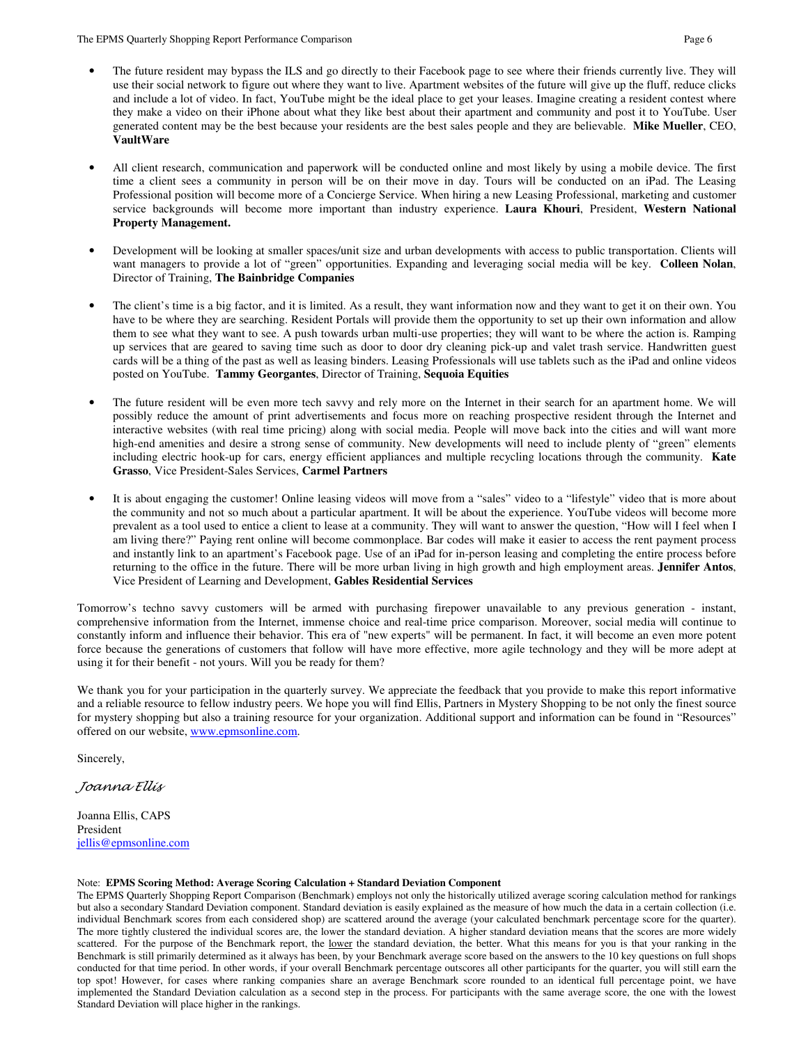- The future resident may bypass the ILS and go directly to their Facebook page to see where their friends currently live. They will use their social network to figure out where they want to live. Apartment websites of the future will give up the fluff, reduce clicks and include a lot of video. In fact, YouTube might be the ideal place to get your leases. Imagine creating a resident contest where they make a video on their iPhone about what they like best about their apartment and community and post it to YouTube. User generated content may be the best because your residents are the best sales people and they are believable. **Mike Mueller**, CEO, **VaultWare**

- All client research, communication and paperwork will be conducted online and most likely by using a mobile device. The first time a client sees a community in person will be on their move in day. Tours will be conducted on an iPad. The Leasing Professional position will become more of a Concierge Service. When hiring a new Leasing Professional, marketing and customer service backgrounds will become more important than industry experience. **Laura Khouri**, President, **Western National Property Management.**

- Development will be looking at smaller spaces/unit size and urban developments with access to public transportation. Clients will want managers to provide a lot of "green" opportunities. Expanding and leveraging social media will be key. **Colleen Nolan**, Director of Training, **The Bainbridge Companies**

- The client's time is a big factor, and it is limited. As a result, they want information now and they want to get it on their own. You have to be where they are searching. Resident Portals will provide them the opportunity to set up their own information and allow them to see what they want to see. A push towards urban multi-use properties; they will want to be where the action is. Ramping up services that are geared to saving time such as door to door dry cleaning pick-up and valet trash service. Handwritten guest cards will be a thing of the past as well as leasing binders. Leasing Professionals will use tablets such as the iPad and online videos posted on YouTube. **Tammy Georgantes**, Director of Training, **Sequoia Equities**

- The future resident will be even more tech savvy and rely more on the Internet in their search for an apartment home. We will possibly reduce the amount of print advertisements and focus more on reaching prospective resident through the Internet and interactive websites (with real time pricing) along with social media. People will move back into the cities and will want more high-end amenities and desire a strong sense of community. New developments will need to include plenty of "green" elements including electric hook-up for cars, energy efficient appliances and multiple recycling locations through the community. **Kate Grasso**, Vice President-Sales Services, **Carmel Partners**

- It is about engaging the customer! Online leasing videos will move from a "sales" video to a "lifestyle" video that is more about the community and not so much about a particular apartment. It will be about the experience. YouTube videos will become more prevalent as a tool used to entice a client to lease at a community. They will want to answer the question, "How will I feel when I am living there?" Paying rent online will become commonplace. Bar codes will make it easier to access the rent payment process and instantly link to an apartment's Facebook page. Use of an iPad for in-person leasing and completing the entire process before returning to the office in the future. There will be more urban living in high growth and high employment areas. **Jennifer Antos**, Vice President of Learning and Development, **Gables Residential Services**

Tomorrow's techno savvy customers will be armed with purchasing firepower unavailable to any previous generation - instant, comprehensive information from the Internet, immense choice and real-time price comparison. Moreover, social media will continue to constantly inform and influence their behavior. This era of "new experts" will be permanent. In fact, it will become an even more potent force because the generations of customers that follow will have more effective, more agile technology and they will be more adept at using it for their benefit - not yours. Will you be ready for them?

We thank you for your participation in the quarterly survey. We appreciate the feedback that you provide to make this report informative and a reliable resource to fellow industry peers. We hope you will find Ellis, Partners in Mystery Shopping to be not only the finest source for mystery shopping but also a training resource for your organization. Additional support and information can be found in "Resources" offered on our website, www.epmsonline.com.

Sincerely,

*Joanna Ellis*

Joanna Ellis, CAPS
President
jellis@epmsonline.com

Note: **EPMS Scoring Method: Average Scoring Calculation + Standard Deviation Component**
The EPMS Quarterly Shopping Report Comparison (Benchmark) employs not only the historically utilized average scoring calculation method for rankings but also a secondary Standard Deviation component. Standard deviation is easily explained as the measure of how much the data in a certain collection (i.e. individual Benchmark scores from each considered shop) are scattered around the average (your calculated benchmark percentage score for the quarter). The more tightly clustered the individual scores are, the lower the standard deviation. A higher standard deviation means that the scores are more widely scattered. For the purpose of the Benchmark report, the lower the standard deviation, the better. What this means for you is that your ranking in the Benchmark is still primarily determined as it always has been, by your Benchmark average score based on the answers to the 10 key questions on full shops conducted for that time period. In other words, if your overall Benchmark percentage outscores all other participants for the quarter, you will still earn the top spot! However, for cases where ranking companies share an average Benchmark score rounded to an identical full percentage point, we have implemented the Standard Deviation calculation as a second step in the process. For participants with the same average score, the one with the lowest Standard Deviation will place higher in the rankings.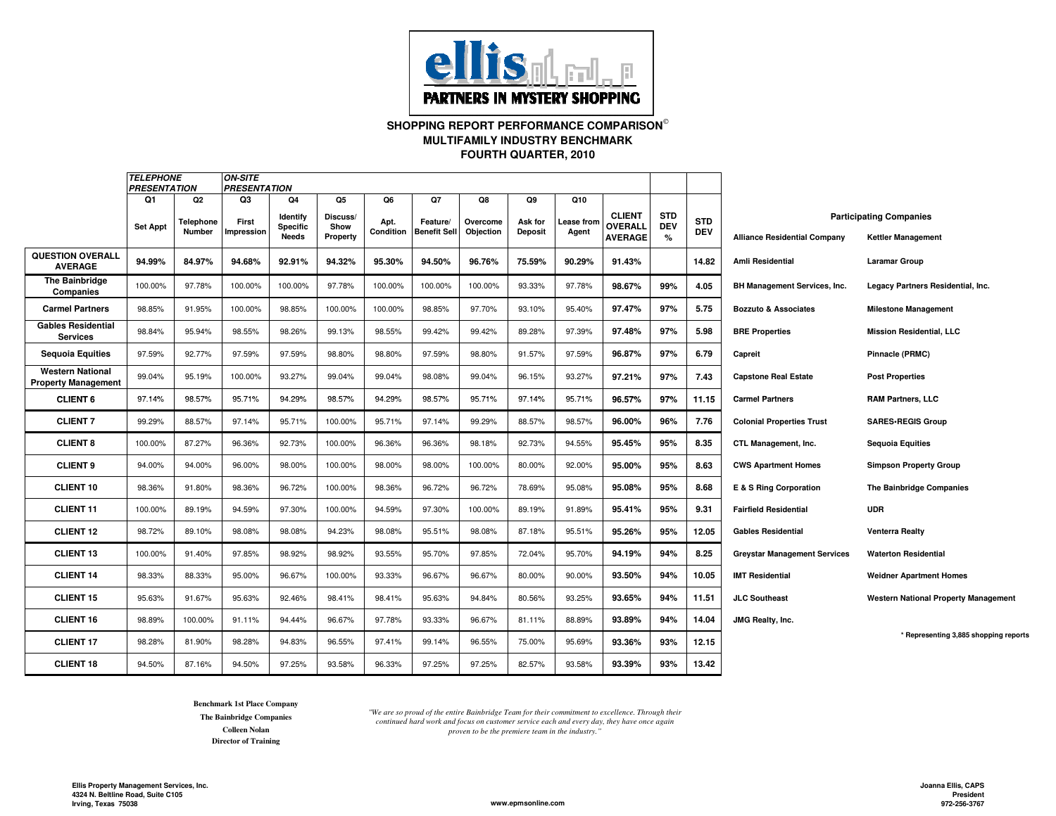**ellis PARTNERS IN MYSTERY SHOPPING**

## SHOPPING REPORT PERFORMANCE COMPARISON©
## MULTIFAMILY INDUSTRY BENCHMARK
## FOURTH QUARTER, 2010

| | TELEPHONE PRESENTATION | | ON-SITE PRESENTATION | | | | | | | | | | |
|---|---|---|---|---|---|---|---|---|---|---|---|---|---|
| | Q1 | Q2 | Q3 | Q4 | Q5 | Q6 | Q7 | Q8 | Q9 | Q10 | | | |
| | Set Appt | Telephone Number | First Impression | Identify Specific Needs | Discuss/ Show Property | Apt. Condition | Feature/ Benefit Sell | Overcome Objection | Ask for Deposit | Lease from Agent | CLIENT OVERALL AVERAGE | STD DEV % | STD DEV |
| **QUESTION OVERALL AVERAGE** | **94.99%** | **84.97%** | **94.68%** | **92.91%** | **94.32%** | **95.30%** | **94.50%** | **96.76%** | **75.59%** | **90.29%** | **91.43%** | | **14.82** |
| **The Bainbridge Companies** | 100.00% | 97.78% | 100.00% | 100.00% | 97.78% | 100.00% | 100.00% | 100.00% | 93.33% | 97.78% | **98.67%** | **99%** | **4.05** |
| **Carmel Partners** | 98.85% | 91.95% | 100.00% | 98.85% | 100.00% | 100.00% | 98.85% | 97.70% | 93.10% | 95.40% | **97.47%** | **97%** | **5.75** |
| **Gables Residential Services** | 98.84% | 95.94% | 98.55% | 98.26% | 99.13% | 98.55% | 99.42% | 99.42% | 89.28% | 97.39% | **97.48%** | **97%** | **5.98** |
| **Sequoia Equities** | 97.59% | 92.77% | 97.59% | 97.59% | 98.80% | 98.80% | 97.59% | 98.80% | 91.57% | 97.59% | **96.87%** | **97%** | **6.79** |
| **Western National Property Management** | 99.04% | 95.19% | 100.00% | 93.27% | 99.04% | 99.04% | 98.08% | 99.04% | 96.15% | 93.27% | **97.21%** | **97%** | **7.43** |
| **CLIENT 6** | 97.14% | 98.57% | 95.71% | 94.29% | 98.57% | 94.29% | 98.57% | 95.71% | 97.14% | 95.71% | **96.57%** | **97%** | **11.15** |
| **CLIENT 7** | 99.29% | 88.57% | 97.14% | 95.71% | 100.00% | 95.71% | 97.14% | 99.29% | 88.57% | 98.57% | **96.00%** | **96%** | **7.76** |
| **CLIENT 8** | 100.00% | 87.27% | 96.36% | 92.73% | 100.00% | 96.36% | 96.36% | 98.18% | 92.73% | 94.55% | **95.45%** | **95%** | **8.35** |
| **CLIENT 9** | 94.00% | 94.00% | 96.00% | 98.00% | 100.00% | 98.00% | 98.00% | 100.00% | 80.00% | 92.00% | **95.00%** | **95%** | **8.63** |
| **CLIENT 10** | 98.36% | 91.80% | 98.36% | 96.72% | 100.00% | 98.36% | 96.72% | 96.72% | 78.69% | 95.08% | **95.08%** | **95%** | **8.68** |
| **CLIENT 11** | 100.00% | 89.19% | 94.59% | 97.30% | 100.00% | 94.59% | 97.30% | 100.00% | 89.19% | 91.89% | **95.41%** | **95%** | **9.31** |
| **CLIENT 12** | 98.72% | 89.10% | 98.08% | 98.08% | 94.23% | 98.08% | 95.51% | 98.08% | 87.18% | 95.51% | **95.26%** | **95%** | **12.05** |
| **CLIENT 13** | 100.00% | 91.40% | 97.85% | 98.92% | 98.92% | 93.55% | 95.70% | 97.85% | 72.04% | 95.70% | **94.19%** | **94%** | **8.25** |
| **CLIENT 14** | 98.33% | 88.33% | 95.00% | 96.67% | 100.00% | 93.33% | 96.67% | 96.67% | 80.00% | 90.00% | **93.50%** | **94%** | **10.05** |
| **CLIENT 15** | 95.63% | 91.67% | 95.63% | 92.46% | 98.41% | 98.41% | 95.63% | 94.84% | 80.56% | 93.25% | **93.65%** | **94%** | **11.51** |
| **CLIENT 16** | 98.89% | 100.00% | 91.11% | 94.44% | 96.67% | 97.78% | 93.33% | 96.67% | 81.11% | 88.89% | **93.89%** | **94%** | **14.04** |
| **CLIENT 17** | 98.28% | 81.90% | 98.28% | 94.83% | 96.55% | 97.41% | 99.14% | 96.55% | 75.00% | 95.69% | **93.36%** | **93%** | **12.15** |
| **CLIENT 18** | 94.50% | 87.16% | 94.50% | 97.25% | 93.58% | 96.33% | 97.25% | 97.25% | 82.57% | 93.58% | **93.39%** | **93%** | **13.42** |

**Participating Companies**

| | |
|---|---|
| Alliance Residential Company | Kettler Management |
| Amli Residential | Laramar Group |
| BH Management Services, Inc. | Legacy Partners Residential, Inc. |
| Bozzuto & Associates | Milestone Management |
| BRE Properties | Mission Residential, LLC |
| Capreit | Pinnacle (PRMC) |
| Capstone Real Estate | Post Properties |
| Carmel Partners | RAM Partners, LLC |
| Colonial Properties Trust | SARES•REGIS Group |
| CTL Management, Inc. | Sequoia Equities |
| CWS Apartment Homes | Simpson Property Group |
| E & S Ring Corporation | The Bainbridge Companies |
| Fairfield Residential | UDR |
| Gables Residential | Venterra Realty |
| Greystar Management Services | Waterton Residential |
| IMT Residential | Weidner Apartment Homes |
| JLC Southeast | Western National Property Management |
| JMG Realty, Inc. | |

\* Representing 3,885 shopping reports

**Benchmark 1st Place Company**
**The Bainbridge Companies**
**Colleen Nolan**
**Director of Training**

*"We are so proud of the entire Bainbridge Team for their commitment to excellence. Through their continued hard work and focus on customer service each and every day, they have once again proven to be the premiere team in the industry."*

**Ellis Property Management Services, Inc.**
**4324 N. Beltline Road, Suite C105**
**Irving, Texas 75038**

**www.epmsonline.com**

**Joanna Ellis, CAPS**
**President**
**972-256-3767**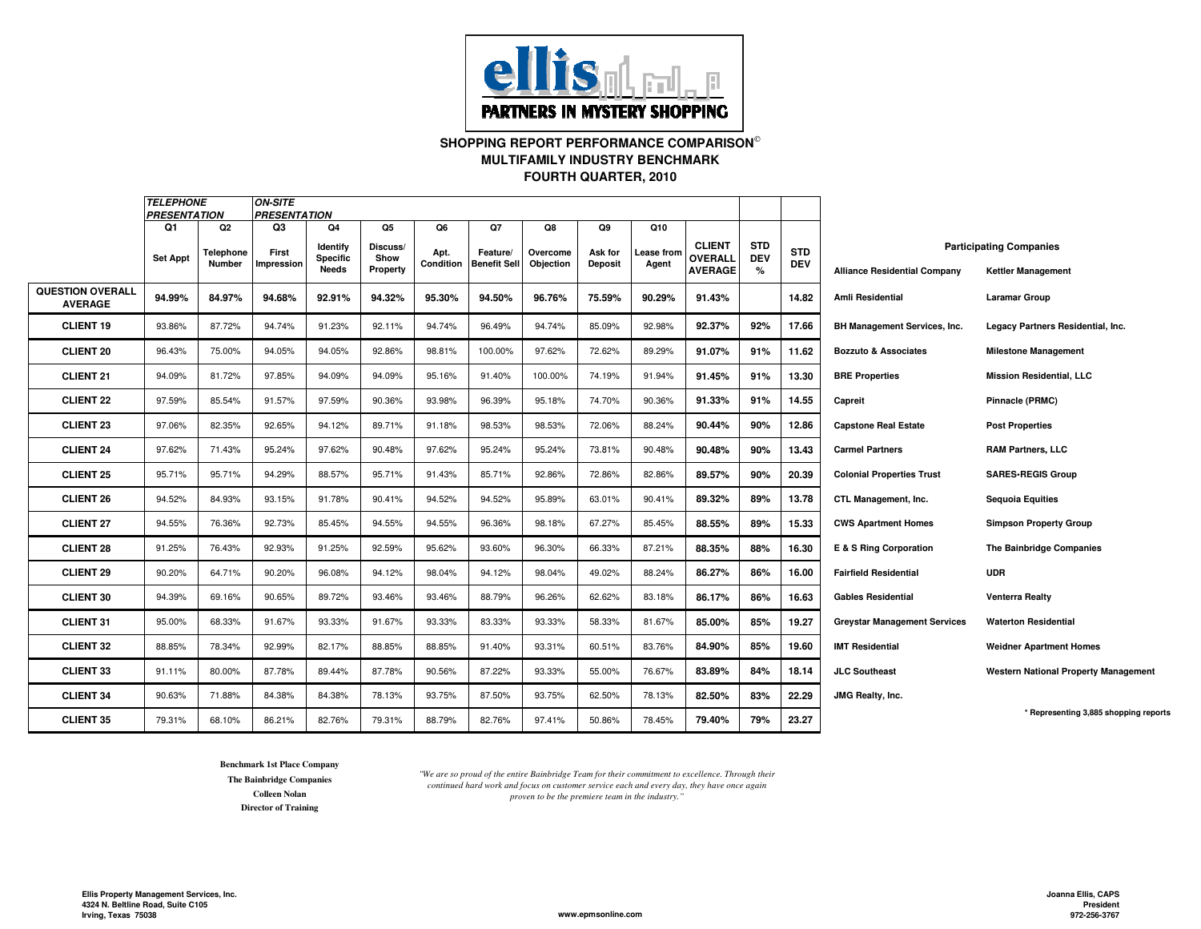ellis PARTNERS IN MYSTERY SHOPPING

# SHOPPING REPORT PERFORMANCE COMPARISON©
## MULTIFAMILY INDUSTRY BENCHMARK
## FOURTH QUARTER, 2010

| | TELEPHONE PRESENTATION | | ON-SITE PRESENTATION | | | | | | | | | | |
|---|---|---|---|---|---|---|---|---|---|---|---|---|---|
| | Q1 | Q2 | Q3 | Q4 | Q5 | Q6 | Q7 | Q8 | Q9 | Q10 | | | |
| | Set Appt | Telephone Number | First Impression | Identify Specific Needs | Discuss/ Show Property | Apt. Condition | Feature/ Benefit Sell | Overcome Objection | Ask for Deposit | Lease from Agent | CLIENT OVERALL AVERAGE | STD DEV % | STD DEV |
| **QUESTION OVERALL AVERAGE** | **94.99%** | **84.97%** | **94.68%** | **92.91%** | **94.32%** | **95.30%** | **94.50%** | **96.76%** | **75.59%** | **90.29%** | **91.43%** | | **14.82** |
| **CLIENT 19** | 93.86% | 87.72% | 94.74% | 91.23% | 92.11% | 94.74% | 96.49% | 94.74% | 85.09% | 92.98% | **92.37%** | **92%** | **17.66** |
| **CLIENT 20** | 96.43% | 75.00% | 94.05% | 94.05% | 92.86% | 98.81% | 100.00% | 97.62% | 72.62% | 89.29% | **91.07%** | **91%** | **11.62** |
| **CLIENT 21** | 94.09% | 81.72% | 97.85% | 94.09% | 94.09% | 95.16% | 91.40% | 100.00% | 74.19% | 91.94% | **91.45%** | **91%** | **13.30** |
| **CLIENT 22** | 97.59% | 85.54% | 91.57% | 97.59% | 90.36% | 93.98% | 96.39% | 95.18% | 74.70% | 90.36% | **91.33%** | **91%** | **14.55** |
| **CLIENT 23** | 97.06% | 82.35% | 92.65% | 94.12% | 89.71% | 91.18% | 98.53% | 98.53% | 72.06% | 88.24% | **90.44%** | **90%** | **12.86** |
| **CLIENT 24** | 97.62% | 71.43% | 95.24% | 97.62% | 90.48% | 97.62% | 95.24% | 95.24% | 73.81% | 90.48% | **90.48%** | **90%** | **13.43** |
| **CLIENT 25** | 95.71% | 95.71% | 94.29% | 88.57% | 95.71% | 91.43% | 85.71% | 92.86% | 72.86% | 82.86% | **89.57%** | **90%** | **20.39** |
| **CLIENT 26** | 94.52% | 84.93% | 93.15% | 91.78% | 90.41% | 94.52% | 94.52% | 95.89% | 63.01% | 90.41% | **89.32%** | **89%** | **13.78** |
| **CLIENT 27** | 94.55% | 76.36% | 92.73% | 85.45% | 94.55% | 94.55% | 96.36% | 98.18% | 67.27% | 85.45% | **88.55%** | **89%** | **15.33** |
| **CLIENT 28** | 91.25% | 76.43% | 92.93% | 91.25% | 92.59% | 95.62% | 93.60% | 96.30% | 66.33% | 87.21% | **88.35%** | **88%** | **16.30** |
| **CLIENT 29** | 90.20% | 64.71% | 90.20% | 96.08% | 94.12% | 98.04% | 94.12% | 98.04% | 49.02% | 88.24% | **86.27%** | **86%** | **16.00** |
| **CLIENT 30** | 94.39% | 69.16% | 90.65% | 89.72% | 93.46% | 93.46% | 88.79% | 96.26% | 62.62% | 83.18% | **86.17%** | **86%** | **16.63** |
| **CLIENT 31** | 95.00% | 68.33% | 91.67% | 93.33% | 91.67% | 93.33% | 83.33% | 93.33% | 58.33% | 81.67% | **85.00%** | **85%** | **19.27** |
| **CLIENT 32** | 88.85% | 78.34% | 92.99% | 82.17% | 88.85% | 88.85% | 91.40% | 93.31% | 60.51% | 83.76% | **84.90%** | **85%** | **19.60** |
| **CLIENT 33** | 91.11% | 80.00% | 87.78% | 89.44% | 87.78% | 90.56% | 87.22% | 93.33% | 55.00% | 76.67% | **83.89%** | **84%** | **18.14** |
| **CLIENT 34** | 90.63% | 71.88% | 84.38% | 84.38% | 78.13% | 93.75% | 87.50% | 93.75% | 62.50% | 78.13% | **82.50%** | **83%** | **22.29** |
| **CLIENT 35** | 79.31% | 68.10% | 86.21% | 82.76% | 79.31% | 88.79% | 82.76% | 97.41% | 50.86% | 78.45% | **79.40%** | **79%** | **23.27** |

**Participating Companies**

| | |
|---|---|
| Alliance Residential Company | Kettler Management |
| Amli Residential | Laramar Group |
| BH Management Services, Inc. | Legacy Partners Residential, Inc. |
| Bozzuto & Associates | Milestone Management |
| BRE Properties | Mission Residential, LLC |
| Capreit | Pinnacle (PRMC) |
| Capstone Real Estate | Post Properties |
| Carmel Partners | RAM Partners, LLC |
| Colonial Properties Trust | SARES•REGIS Group |
| CTL Management, Inc. | Sequoia Equities |
| CWS Apartment Homes | Simpson Property Group |
| E & S Ring Corporation | The Bainbridge Companies |
| Fairfield Residential | UDR |
| Gables Residential | Venterra Realty |
| Greystar Management Services | Waterton Residential |
| IMT Residential | Weidner Apartment Homes |
| JLC Southeast | Western National Property Management |
| JMG Realty, Inc. | |

\* Representing 3,885 shopping reports

**Benchmark 1st Place Company**
**The Bainbridge Companies**
**Colleen Nolan**
**Director of Training**

*"We are so proud of the entire Bainbridge Team for their commitment to excellence. Through their continued hard work and focus on customer service each and every day, they have once again proven to be the premiere team in the industry."*

**Ellis Property Management Services, Inc.**
**4324 N. Beltline Road, Suite C105**
**Irving, Texas 75038**

**www.epmsonline.com**

**Joanna Ellis, CAPS**
**President**
**972-256-3767**